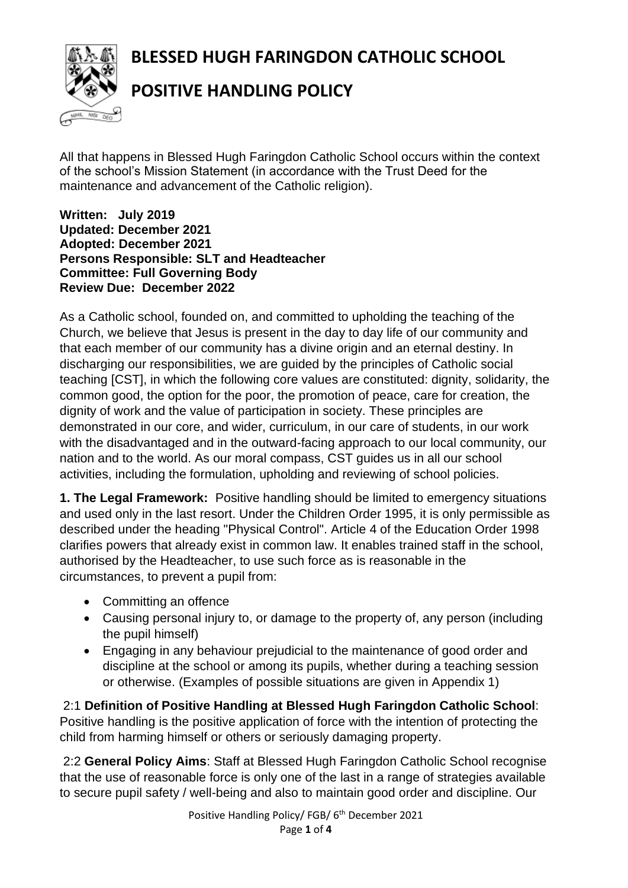# BLESSED HUGH FARINGDON CATHOLIC SCHOOL

# POSITIVE HANDLING POLICY

All that happens in Blessed Hugh Faringdon Catholic School occurs within the context of the school's Mission Statement (in accordance with the Trust Deed for the maintenance and advancement of the Catholic religion).

**Written: July 2019**
**Updated: December 2021**
**Adopted: December 2021**
**Persons Responsible: SLT and Headteacher**
**Committee: Full Governing Body**
**Review Due: December 2022**

As a Catholic school, founded on, and committed to upholding the teaching of the Church, we believe that Jesus is present in the day to day life of our community and that each member of our community has a divine origin and an eternal destiny. In discharging our responsibilities, we are guided by the principles of Catholic social teaching [CST], in which the following core values are constituted: dignity, solidarity, the common good, the option for the poor, the promotion of peace, care for creation, the dignity of work and the value of participation in society. These principles are demonstrated in our core, and wider, curriculum, in our care of students, in our work with the disadvantaged and in the outward-facing approach to our local community, our nation and to the world. As our moral compass, CST guides us in all our school activities, including the formulation, upholding and reviewing of school policies.

**1. The Legal Framework:** Positive handling should be limited to emergency situations and used only in the last resort. Under the Children Order 1995, it is only permissible as described under the heading "Physical Control". Article 4 of the Education Order 1998 clarifies powers that already exist in common law. It enables trained staff in the school, authorised by the Headteacher, to use such force as is reasonable in the circumstances, to prevent a pupil from:

- Committing an offence
- Causing personal injury to, or damage to the property of, any person (including the pupil himself)
- Engaging in any behaviour prejudicial to the maintenance of good order and discipline at the school or among its pupils, whether during a teaching session or otherwise. (Examples of possible situations are given in Appendix 1)

2:1 **Definition of Positive Handling at Blessed Hugh Faringdon Catholic School**: Positive handling is the positive application of force with the intention of protecting the child from harming himself or others or seriously damaging property.

2:2 **General Policy Aims**: Staff at Blessed Hugh Faringdon Catholic School recognise that the use of reasonable force is only one of the last in a range of strategies available to secure pupil safety / well-being and also to maintain good order and discipline. Our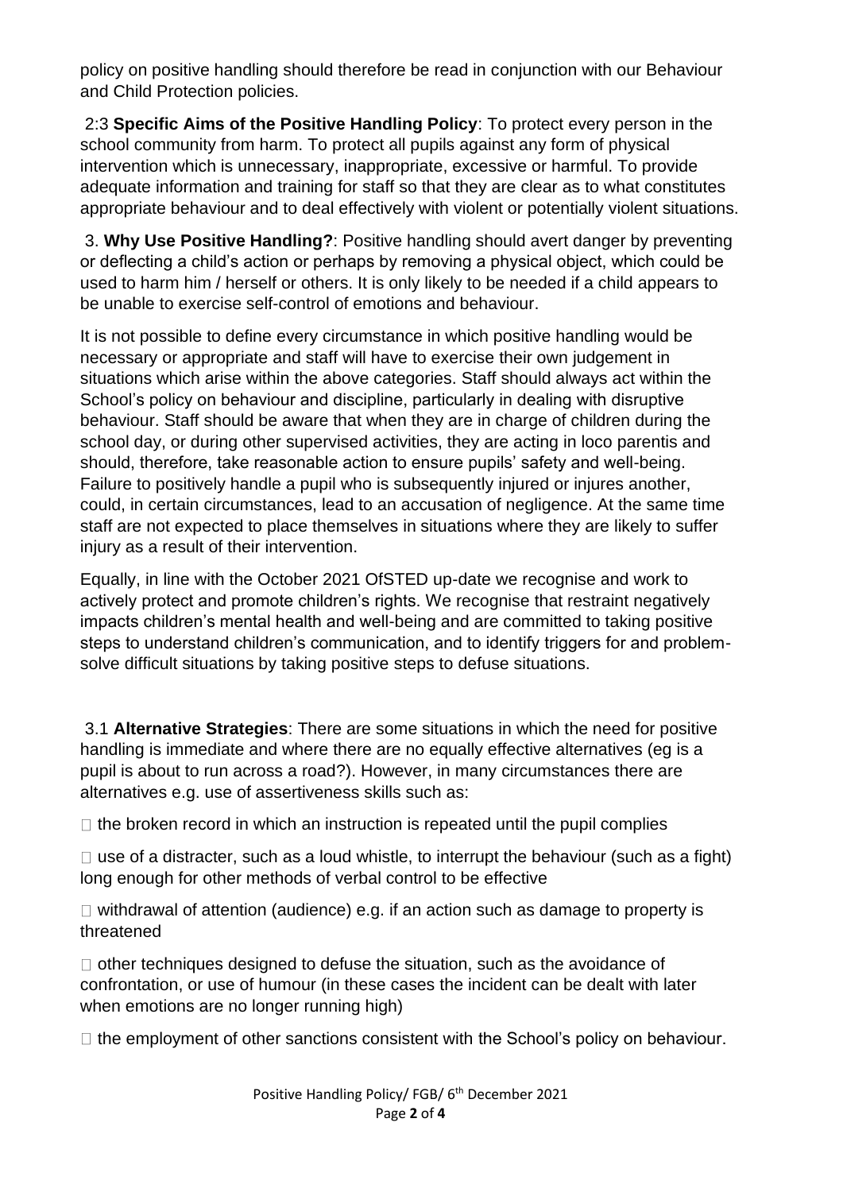policy on positive handling should therefore be read in conjunction with our Behaviour and Child Protection policies.

2:3 **Specific Aims of the Positive Handling Policy**: To protect every person in the school community from harm. To protect all pupils against any form of physical intervention which is unnecessary, inappropriate, excessive or harmful. To provide adequate information and training for staff so that they are clear as to what constitutes appropriate behaviour and to deal effectively with violent or potentially violent situations.

3. **Why Use Positive Handling?**: Positive handling should avert danger by preventing or deflecting a child's action or perhaps by removing a physical object, which could be used to harm him / herself or others. It is only likely to be needed if a child appears to be unable to exercise self-control of emotions and behaviour.

It is not possible to define every circumstance in which positive handling would be necessary or appropriate and staff will have to exercise their own judgement in situations which arise within the above categories. Staff should always act within the School's policy on behaviour and discipline, particularly in dealing with disruptive behaviour. Staff should be aware that when they are in charge of children during the school day, or during other supervised activities, they are acting in loco parentis and should, therefore, take reasonable action to ensure pupils' safety and well-being. Failure to positively handle a pupil who is subsequently injured or injures another, could, in certain circumstances, lead to an accusation of negligence. At the same time staff are not expected to place themselves in situations where they are likely to suffer injury as a result of their intervention.

Equally, in line with the October 2021 OfSTED up-date we recognise and work to actively protect and promote children's rights. We recognise that restraint negatively impacts children's mental health and well-being and are committed to taking positive steps to understand children's communication, and to identify triggers for and problem-solve difficult situations by taking positive steps to defuse situations.

3.1 **Alternative Strategies**: There are some situations in which the need for positive handling is immediate and where there are no equally effective alternatives (eg is a pupil is about to run across a road?). However, in many circumstances there are alternatives e.g. use of assertiveness skills such as:

- the broken record in which an instruction is repeated until the pupil complies
- use of a distracter, such as a loud whistle, to interrupt the behaviour (such as a fight) long enough for other methods of verbal control to be effective
- withdrawal of attention (audience) e.g. if an action such as damage to property is threatened
- other techniques designed to defuse the situation, such as the avoidance of confrontation, or use of humour (in these cases the incident can be dealt with later when emotions are no longer running high)
- the employment of other sanctions consistent with the School's policy on behaviour.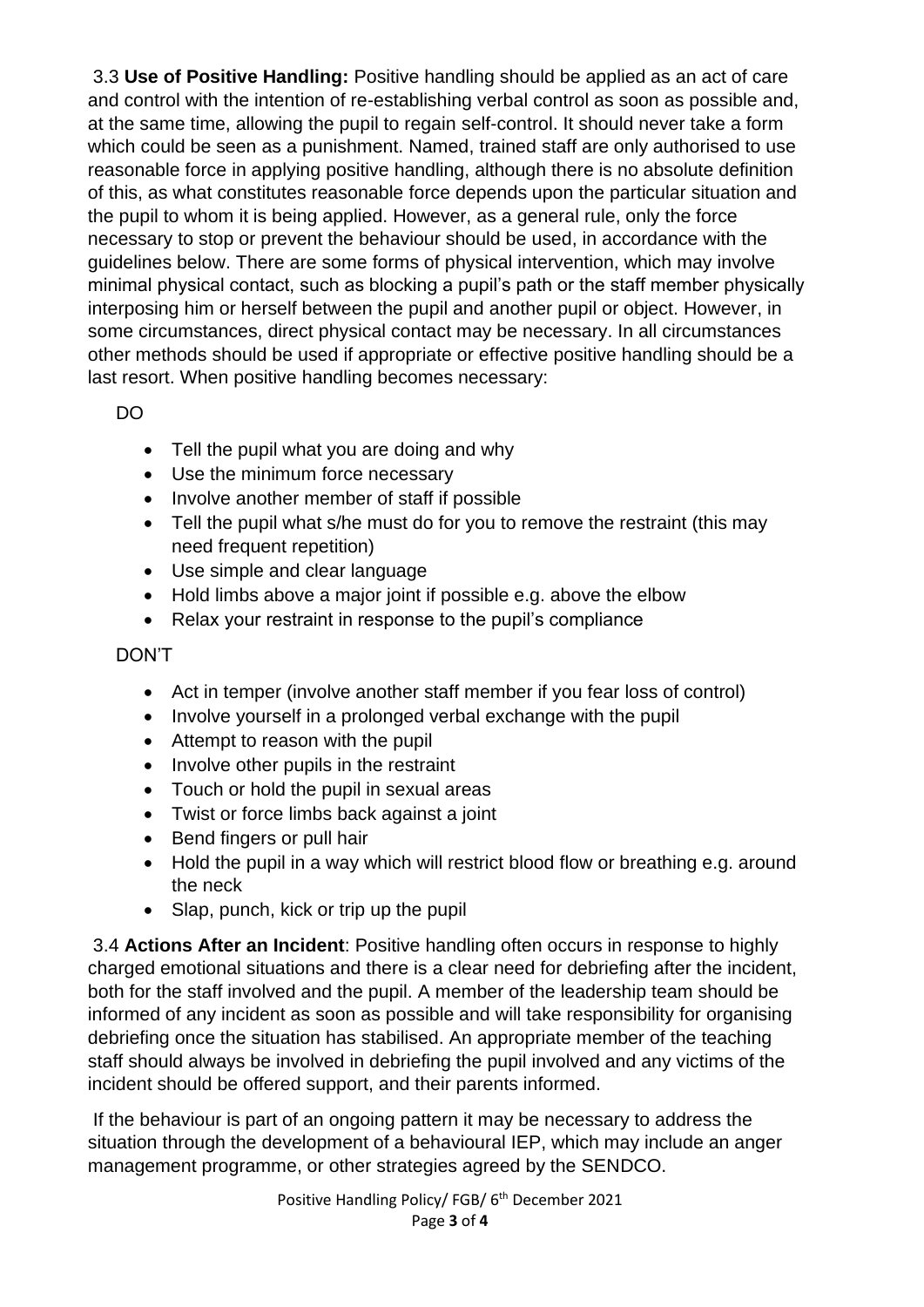3.3 **Use of Positive Handling:** Positive handling should be applied as an act of care and control with the intention of re-establishing verbal control as soon as possible and, at the same time, allowing the pupil to regain self-control. It should never take a form which could be seen as a punishment. Named, trained staff are only authorised to use reasonable force in applying positive handling, although there is no absolute definition of this, as what constitutes reasonable force depends upon the particular situation and the pupil to whom it is being applied. However, as a general rule, only the force necessary to stop or prevent the behaviour should be used, in accordance with the guidelines below. There are some forms of physical intervention, which may involve minimal physical contact, such as blocking a pupil's path or the staff member physically interposing him or herself between the pupil and another pupil or object. However, in some circumstances, direct physical contact may be necessary. In all circumstances other methods should be used if appropriate or effective positive handling should be a last resort. When positive handling becomes necessary:

DO

- Tell the pupil what you are doing and why
- Use the minimum force necessary
- Involve another member of staff if possible
- Tell the pupil what s/he must do for you to remove the restraint (this may need frequent repetition)
- Use simple and clear language
- Hold limbs above a major joint if possible e.g. above the elbow
- Relax your restraint in response to the pupil's compliance

DON'T

- Act in temper (involve another staff member if you fear loss of control)
- Involve yourself in a prolonged verbal exchange with the pupil
- Attempt to reason with the pupil
- Involve other pupils in the restraint
- Touch or hold the pupil in sexual areas
- Twist or force limbs back against a joint
- Bend fingers or pull hair
- Hold the pupil in a way which will restrict blood flow or breathing e.g. around the neck
- Slap, punch, kick or trip up the pupil

3.4 **Actions After an Incident**: Positive handling often occurs in response to highly charged emotional situations and there is a clear need for debriefing after the incident, both for the staff involved and the pupil. A member of the leadership team should be informed of any incident as soon as possible and will take responsibility for organising debriefing once the situation has stabilised. An appropriate member of the teaching staff should always be involved in debriefing the pupil involved and any victims of the incident should be offered support, and their parents informed.

If the behaviour is part of an ongoing pattern it may be necessary to address the situation through the development of a behavioural IEP, which may include an anger management programme, or other strategies agreed by the SENDCO.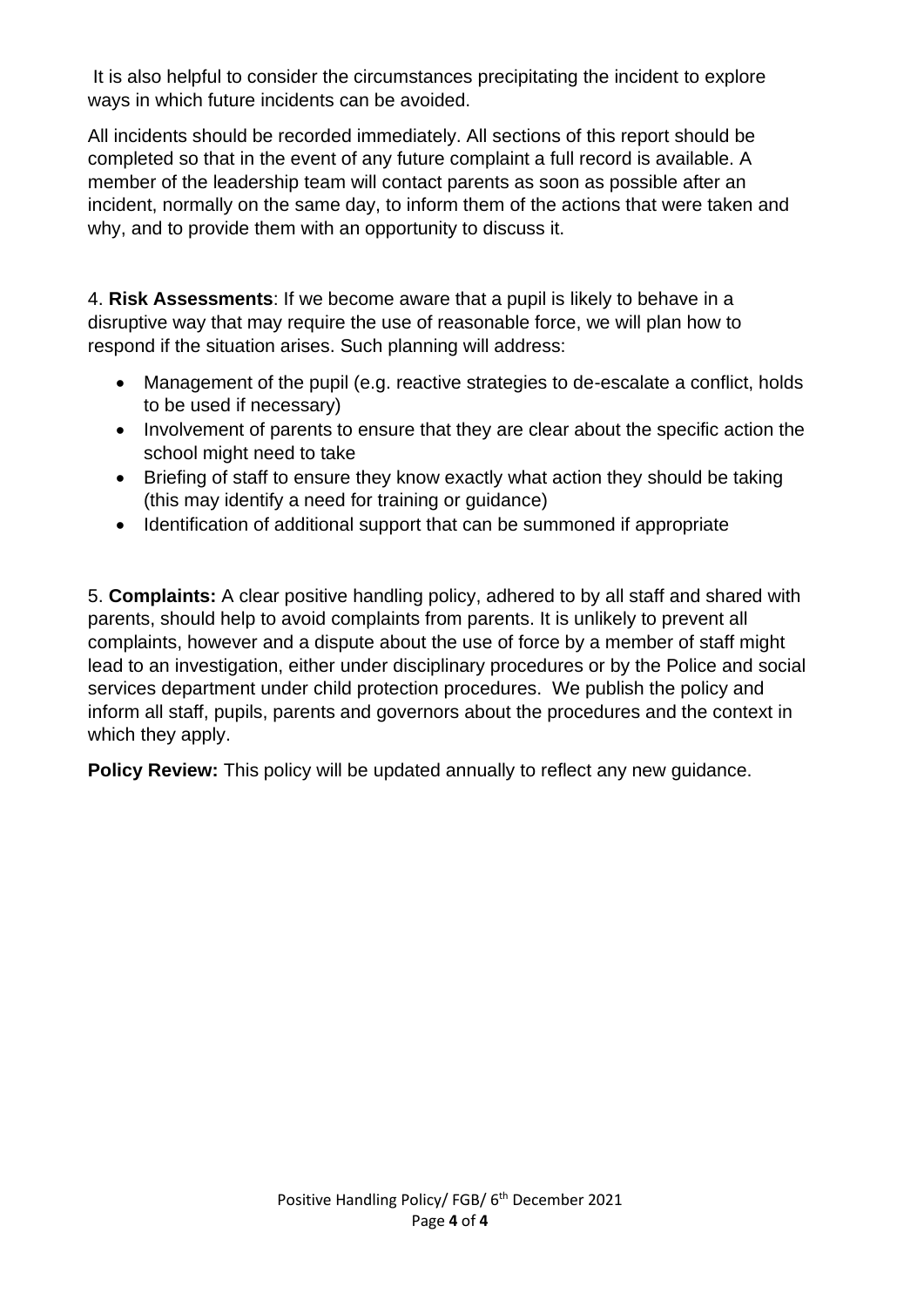It is also helpful to consider the circumstances precipitating the incident to explore ways in which future incidents can be avoided.

All incidents should be recorded immediately. All sections of this report should be completed so that in the event of any future complaint a full record is available. A member of the leadership team will contact parents as soon as possible after an incident, normally on the same day, to inform them of the actions that were taken and why, and to provide them with an opportunity to discuss it.

4. **Risk Assessments**: If we become aware that a pupil is likely to behave in a disruptive way that may require the use of reasonable force, we will plan how to respond if the situation arises. Such planning will address:

- Management of the pupil (e.g. reactive strategies to de-escalate a conflict, holds to be used if necessary)
- Involvement of parents to ensure that they are clear about the specific action the school might need to take
- Briefing of staff to ensure they know exactly what action they should be taking (this may identify a need for training or guidance)
- Identification of additional support that can be summoned if appropriate

5. **Complaints:** A clear positive handling policy, adhered to by all staff and shared with parents, should help to avoid complaints from parents. It is unlikely to prevent all complaints, however and a dispute about the use of force by a member of staff might lead to an investigation, either under disciplinary procedures or by the Police and social services department under child protection procedures. We publish the policy and inform all staff, pupils, parents and governors about the procedures and the context in which they apply.

**Policy Review:** This policy will be updated annually to reflect any new guidance.